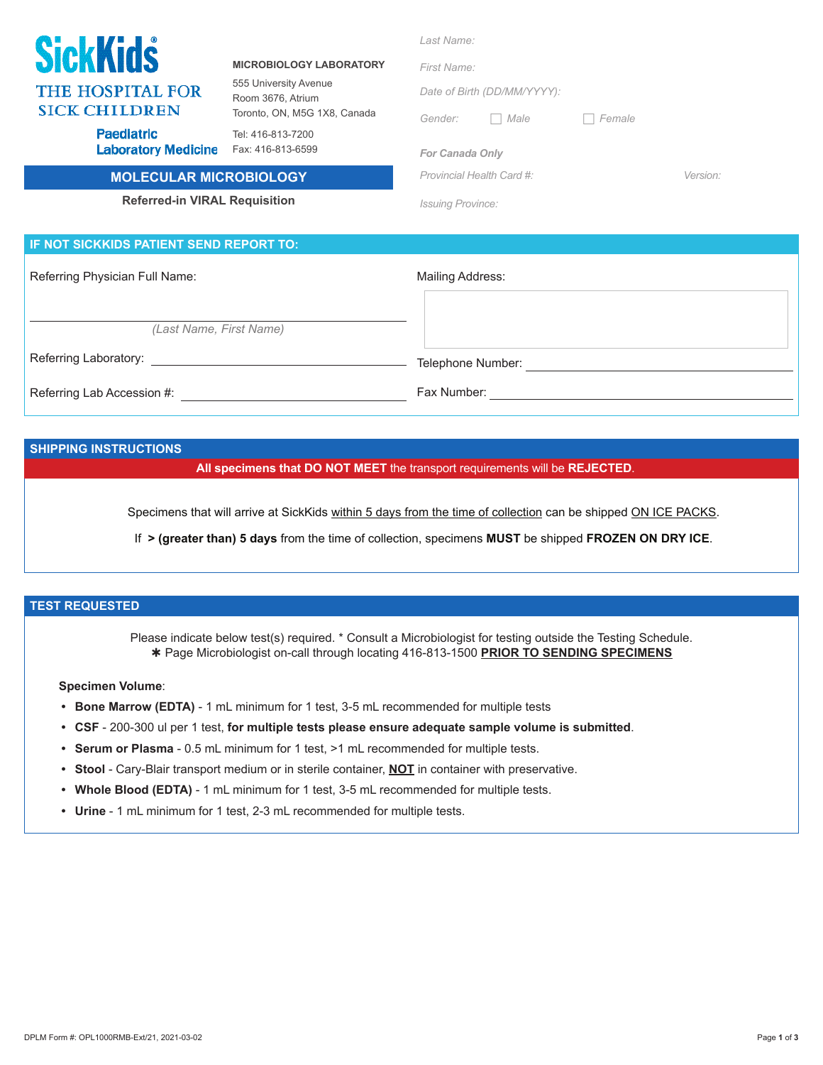**SickKids**
THE HOSPITAL FOR SICK CHILDREN
Paediatric Laboratory Medicine

**MICROBIOLOGY LABORATORY**
555 University Avenue
Room 3676, Atrium
Toronto, ON, M5G 1X8, Canada
Tel: 416-813-7200
Fax: 416-813-6599

## MOLECULAR MICROBIOLOGY

**Referred-in VIRAL Requisition**

*Last Name:*

*First Name:*

*Date of Birth (DD/MM/YYYY):*

*Gender:* ☐ *Male* ☐ *Female*

***For Canada Only***

*Provincial Health Card #:* *Version:*

*Issuing Province:*

## IF NOT SICKKIDS PATIENT SEND REPORT TO:

Referring Physician Full Name: ______________________
*(Last Name, First Name)*

Mailing Address:

Referring Laboratory: ______________________

Telephone Number: ______________________

Referring Lab Accession #: ______________________

Fax Number: ______________________

## SHIPPING INSTRUCTIONS

**All specimens that DO NOT MEET** the transport requirements will be **REJECTED**.

Specimens that will arrive at SickKids within 5 days from the time of collection can be shipped ON ICE PACKS.

If **> (greater than) 5 days** from the time of collection, specimens **MUST** be shipped **FROZEN ON DRY ICE**.

## TEST REQUESTED

Please indicate below test(s) required. * Consult a Microbiologist for testing outside the Testing Schedule.
✱ Page Microbiologist on-call through locating 416-813-1500 **PRIOR TO SENDING SPECIMENS**

**Specimen Volume**:

- **Bone Marrow (EDTA)** - 1 mL minimum for 1 test, 3-5 mL recommended for multiple tests
- **CSF** - 200-300 ul per 1 test, **for multiple tests please ensure adequate sample volume is submitted**.
- **Serum or Plasma** - 0.5 mL minimum for 1 test, >1 mL recommended for multiple tests.
- **Stool** - Cary-Blair transport medium or in sterile container, **NOT** in container with preservative.
- **Whole Blood (EDTA)** - 1 mL minimum for 1 test, 3-5 mL recommended for multiple tests.
- **Urine** - 1 mL minimum for 1 test, 2-3 mL recommended for multiple tests.

DPLM Form #: OPL1000RMB-Ext/21, 2021-03-02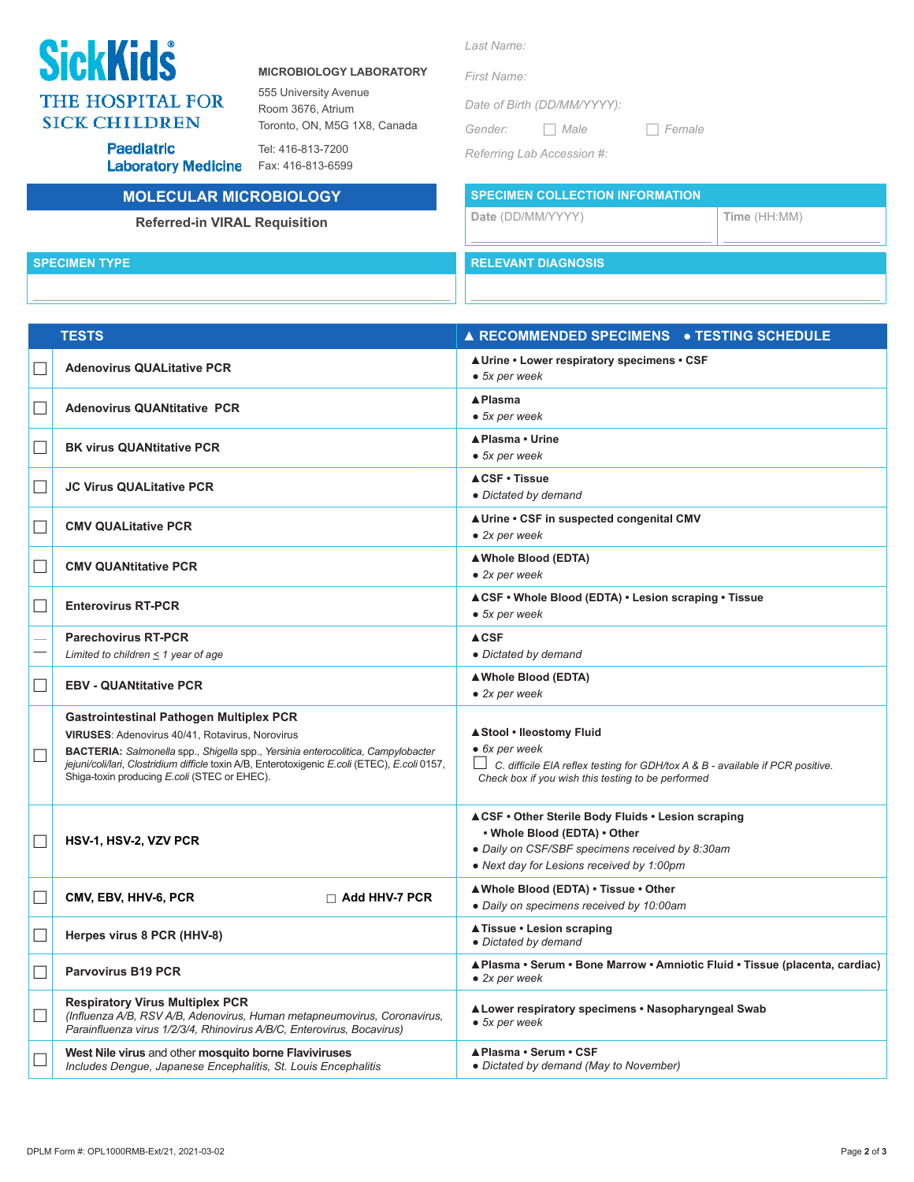**SickKids**
THE HOSPITAL FOR SICK CHILDREN
Paediatric Laboratory Medicine

**MICROBIOLOGY LABORATORY**
555 University Avenue
Room 3676, Atrium
Toronto, ON, M5G 1X8, Canada

Tel: 416-813-7200
Fax: 416-813-6599

*Last Name:*

*First Name:*

*Date of Birth (DD/MM/YYYY):*

*Gender:* ☐ Male ☐ Female

*Referring Lab Accession #:*

## MOLECULAR MICROBIOLOGY

**Referred-in VIRAL Requisition**

**SPECIMEN COLLECTION INFORMATION**

| Date (DD/MM/YYYY) | Time (HH:MM) |
|---|---|
| | |

**SPECIMEN TYPE**

**RELEVANT DIAGNOSIS**

| | TESTS | ▲ RECOMMENDED SPECIMENS ● TESTING SCHEDULE |
|---|---|---|
| ☐ | **Adenovirus QUALitative PCR** | ▲**Urine • Lower respiratory specimens • CSF**<br>● *5x per week* |
| ☐ | **Adenovirus QUANtitative PCR** | ▲**Plasma**<br>● *5x per week* |
| ☐ | **BK virus QUANtitative PCR** | ▲**Plasma • Urine**<br>● *5x per week* |
| ☐ | **JC Virus QUALitative PCR** | ▲**CSF • Tissue**<br>● *Dictated by demand* |
| ☐ | **CMV QUALitative PCR** | ▲**Urine • CSF in suspected congenital CMV**<br>● *2x per week* |
| ☐ | **CMV QUANtitative PCR** | ▲**Whole Blood (EDTA)**<br>● *2x per week* |
| ☐ | **Enterovirus RT-PCR** | ▲**CSF • Whole Blood (EDTA) • Lesion scraping • Tissue**<br>● *5x per week* |
| ☐ | **Parechovirus RT-PCR**<br>*Limited to children ≤ 1 year of age* | ▲**CSF**<br>● *Dictated by demand* |
| ☐ | **EBV - QUANtitative PCR** | ▲**Whole Blood (EDTA)**<br>● *2x per week* |
| ☐ | **Gastrointestinal Pathogen Multiplex PCR**<br>**VIRUSES**: Adenovirus 40/41, Rotavirus, Norovirus<br>**BACTERIA:** *Salmonella* spp., *Shigella* spp., *Yersinia enterocolitica*, *Campylobacter jejuni/coli/lari*, *Clostridium difficile* toxin A/B, Enterotoxigenic *E.coli* (ETEC), *E.coli* 0157, Shiga-toxin producing *E.coli* (STEC or EHEC). | ▲**Stool • Ileostomy Fluid**<br>● *6x per week*<br>☐ *C. difficile EIA reflex testing for GDH/tox A & B - available if PCR positive. Check box if you wish this testing to be performed* |
| ☐ | **HSV-1, HSV-2, VZV PCR** | ▲**CSF • Other Sterile Body Fluids • Lesion scraping • Whole Blood (EDTA) • Other**<br>● *Daily on CSF/SBF specimens received by 8:30am*<br>● *Next day for Lesions received by 1:00pm* |
| ☐ | **CMV, EBV, HHV-6, PCR** ☐ **Add HHV-7 PCR** | ▲**Whole Blood (EDTA) • Tissue • Other**<br>● *Daily on specimens received by 10:00am* |
| ☐ | **Herpes virus 8 PCR (HHV-8)** | ▲**Tissue • Lesion scraping**<br>● *Dictated by demand* |
| ☐ | **Parvovirus B19 PCR** | ▲**Plasma • Serum • Bone Marrow • Amniotic Fluid • Tissue (placenta, cardiac)**<br>● *2x per week* |
| ☐ | **Respiratory Virus Multiplex PCR**<br>*(Influenza A/B, RSV A/B, Adenovirus, Human metapneumovirus, Coronavirus, Parainfluenza virus 1/2/3/4, Rhinovirus A/B/C, Enterovirus, Bocavirus)* | ▲**Lower respiratory specimens • Nasopharyngeal Swab**<br>● *5x per week* |
| ☐ | **West Nile virus** and other **mosquito borne Flaviviruses**<br>*Includes Dengue, Japanese Encephalitis, St. Louis Encephalitis* | ▲**Plasma • Serum • CSF**<br>● *Dictated by demand (May to November)* |

DPLM Form #: OPL1000RMB-Ext/21, 2021-03-02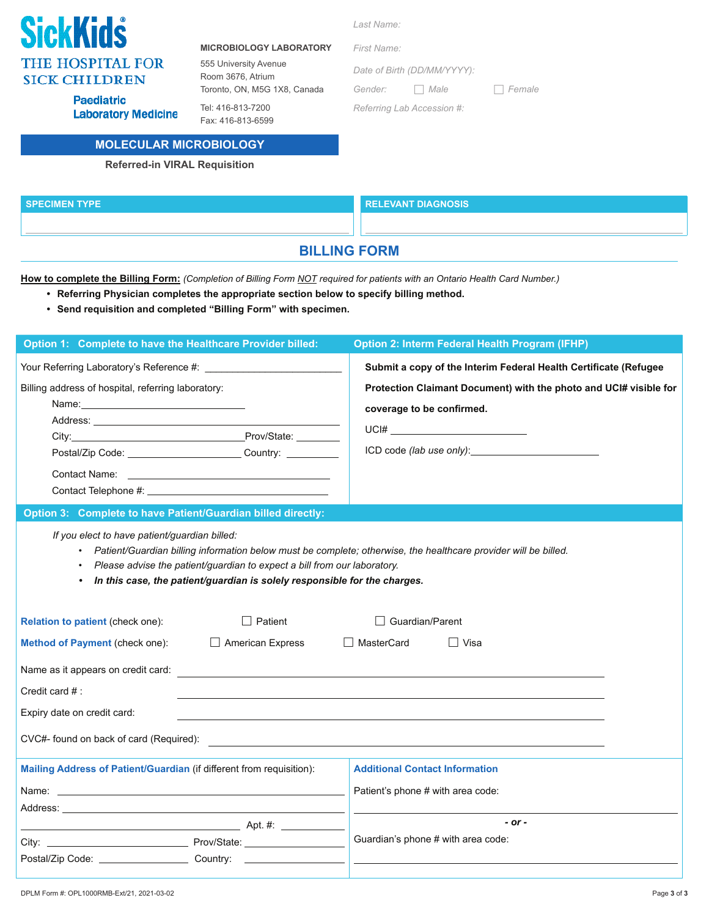**SickKids**
THE HOSPITAL FOR SICK CHILDREN
Paediatric Laboratory Medicine

**MICROBIOLOGY LABORATORY**
555 University Avenue
Room 3676, Atrium
Toronto, ON, M5G 1X8, Canada

Tel: 416-813-7200
Fax: 416-813-6599

Last Name:
First Name:
Date of Birth (DD/MM/YYYY):
Gender: ☐ Male ☐ Female
Referring Lab Accession #:

## MOLECULAR MICROBIOLOGY

**Referred-in VIRAL Requisition**

| SPECIMEN TYPE | RELEVANT DIAGNOSIS |
|---|---|
| | |

## BILLING FORM

**How to complete the Billing Form:** *(Completion of Billing Form NOT required for patients with an Ontario Health Card Number.)*

- **Referring Physician completes the appropriate section below to specify billing method.**
- **Send requisition and completed "Billing Form" with specimen.**

### Option 1: Complete to have the Healthcare Provider billed:

Your Referring Laboratory's Reference #: ____________________

Billing address of hospital, referring laboratory:

Name: ____________________
Address: ____________________
City: ____________________ Prov/State: __________
Postal/Zip Code: ____________________ Country: __________

Contact Name: ____________________
Contact Telephone #: ____________________

### Option 2: Interm Federal Health Program (IFHP)

**Submit a copy of the Interim Federal Health Certificate (Refugee Protection Claimant Document) with the photo and UCI# visible for coverage to be confirmed.**

UCI# ____________________

ICD code *(lab use only)*: ____________________

### Option 3: Complete to have Patient/Guardian billed directly:

*If you elect to have patient/guardian billed:*

- *Patient/Guardian billing information below must be complete; otherwise, the healthcare provider will be billed.*
- *Please advise the patient/guardian to expect a bill from our laboratory.*
- ***In this case, the patient/guardian is solely responsible for the charges.***

**Relation to patient** (check one): ☐ Patient ☐ Guardian/Parent

**Method of Payment** (check one): ☐ American Express ☐ MasterCard ☐ Visa

Name as it appears on credit card: ____________________

Credit card # : ____________________

Expiry date on credit card: ____________________

CVC#- found on back of card (Required): ____________________

**Mailing Address of Patient/Guardian** (if different from requisition):

Name: ____________________
Address: ____________________
____________________ Apt. #: __________
City: ____________________ Prov/State: __________
Postal/Zip Code: ____________________ Country: __________

**Additional Contact Information**

Patient's phone # with area code:
____________________

***- or -***

Guardian's phone # with area code:
____________________

DPLM Form #: OPL1000RMB-Ext/21, 2021-03-02